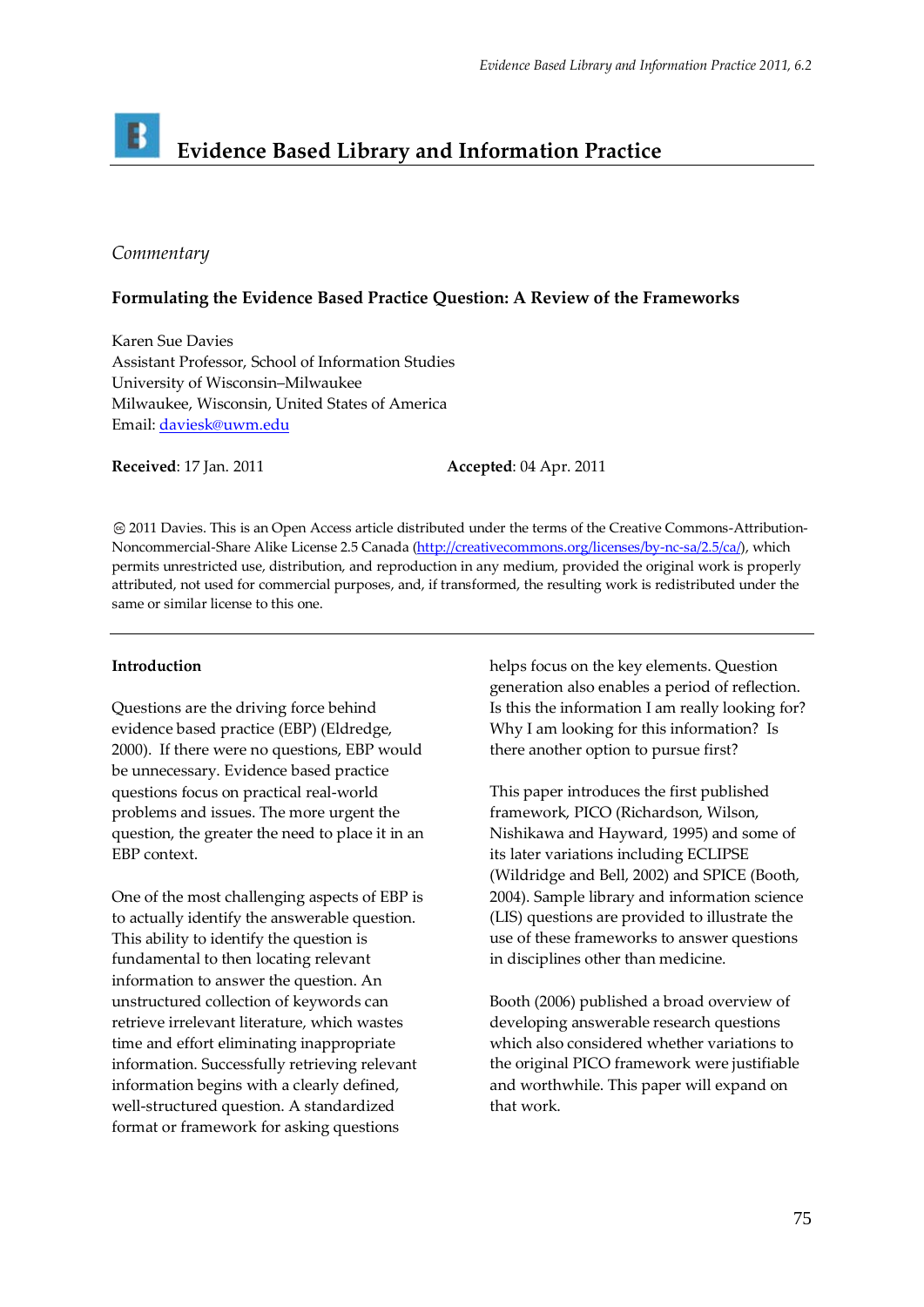# Evidence Based Library and Information Practice

*Commentary*

## Formulating the Evidence Based Practice Question: A Review of the Frameworks

Karen Sue Davies
Assistant Professor, School of Information Studies
University of Wisconsin–Milwaukee
Milwaukee, Wisconsin, United States of America
Email: daviesk@uwm.edu

**Received**: 17 Jan. 2011 **Accepted**: 04 Apr. 2011

© 2011 Davies. This is an Open Access article distributed under the terms of the Creative Commons-Attribution-Noncommercial-Share Alike License 2.5 Canada (http://creativecommons.org/licenses/by-nc-sa/2.5/ca/), which permits unrestricted use, distribution, and reproduction in any medium, provided the original work is properly attributed, not used for commercial purposes, and, if transformed, the resulting work is redistributed under the same or similar license to this one.

---

### Introduction

Questions are the driving force behind evidence based practice (EBP) (Eldredge, 2000). If there were no questions, EBP would be unnecessary. Evidence based practice questions focus on practical real-world problems and issues. The more urgent the question, the greater the need to place it in an EBP context.

One of the most challenging aspects of EBP is to actually identify the answerable question. This ability to identify the question is fundamental to then locating relevant information to answer the question. An unstructured collection of keywords can retrieve irrelevant literature, which wastes time and effort eliminating inappropriate information. Successfully retrieving relevant information begins with a clearly defined, well-structured question. A standardized format or framework for asking questions helps focus on the key elements. Question generation also enables a period of reflection. Is this the information I am really looking for? Why I am looking for this information? Is there another option to pursue first?

This paper introduces the first published framework, PICO (Richardson, Wilson, Nishikawa and Hayward, 1995) and some of its later variations including ECLIPSE (Wildridge and Bell, 2002) and SPICE (Booth, 2004). Sample library and information science (LIS) questions are provided to illustrate the use of these frameworks to answer questions in disciplines other than medicine.

Booth (2006) published a broad overview of developing answerable research questions which also considered whether variations to the original PICO framework were justifiable and worthwhile. This paper will expand on that work.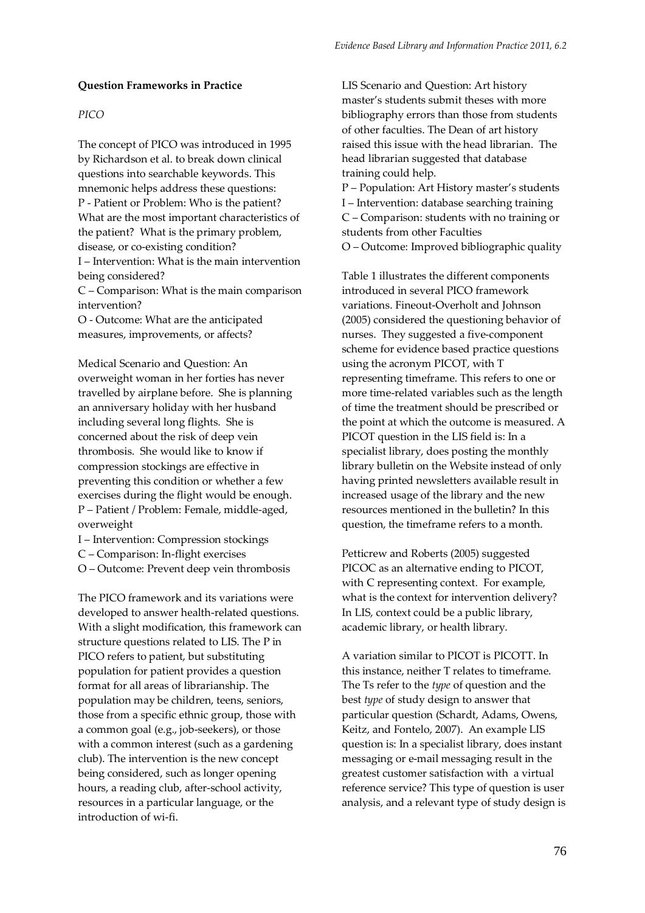**Question Frameworks in Practice**

*PICO*

The concept of PICO was introduced in 1995 by Richardson et al. to break down clinical questions into searchable keywords. This mnemonic helps address these questions:
P - Patient or Problem: Who is the patient? What are the most important characteristics of the patient? What is the primary problem, disease, or co-existing condition?
I – Intervention: What is the main intervention being considered?
C – Comparison: What is the main comparison intervention?
O - Outcome: What are the anticipated measures, improvements, or affects?

Medical Scenario and Question: An overweight woman in her forties has never travelled by airplane before. She is planning an anniversary holiday with her husband including several long flights. She is concerned about the risk of deep vein thrombosis. She would like to know if compression stockings are effective in preventing this condition or whether a few exercises during the flight would be enough.
P – Patient / Problem: Female, middle-aged, overweight
I – Intervention: Compression stockings
C – Comparison: In-flight exercises
O – Outcome: Prevent deep vein thrombosis

The PICO framework and its variations were developed to answer health-related questions. With a slight modification, this framework can structure questions related to LIS. The P in PICO refers to patient, but substituting population for patient provides a question format for all areas of librarianship. The population may be children, teens, seniors, those from a specific ethnic group, those with a common goal (e.g., job-seekers), or those with a common interest (such as a gardening club). The intervention is the new concept being considered, such as longer opening hours, a reading club, after-school activity, resources in a particular language, or the introduction of wi-fi.

LIS Scenario and Question: Art history master's students submit theses with more bibliography errors than those from students of other faculties. The Dean of art history raised this issue with the head librarian. The head librarian suggested that database training could help.
P – Population: Art History master's students
I – Intervention: database searching training
C – Comparison: students with no training or students from other Faculties
O – Outcome: Improved bibliographic quality

Table 1 illustrates the different components introduced in several PICO framework variations. Fineout-Overholt and Johnson (2005) considered the questioning behavior of nurses. They suggested a five-component scheme for evidence based practice questions using the acronym PICOT, with T representing timeframe. This refers to one or more time-related variables such as the length of time the treatment should be prescribed or the point at which the outcome is measured. A PICOT question in the LIS field is: In a specialist library, does posting the monthly library bulletin on the Website instead of only having printed newsletters available result in increased usage of the library and the new resources mentioned in the bulletin? In this question, the timeframe refers to a month.

Petticrew and Roberts (2005) suggested PICOC as an alternative ending to PICOT, with C representing context. For example, what is the context for intervention delivery? In LIS, context could be a public library, academic library, or health library.

A variation similar to PICOT is PICOTT. In this instance, neither T relates to timeframe. The Ts refer to the *type* of question and the best *type* of study design to answer that particular question (Schardt, Adams, Owens, Keitz, and Fontelo, 2007). An example LIS question is: In a specialist library, does instant messaging or e-mail messaging result in the greatest customer satisfaction with a virtual reference service? This type of question is user analysis, and a relevant type of study design is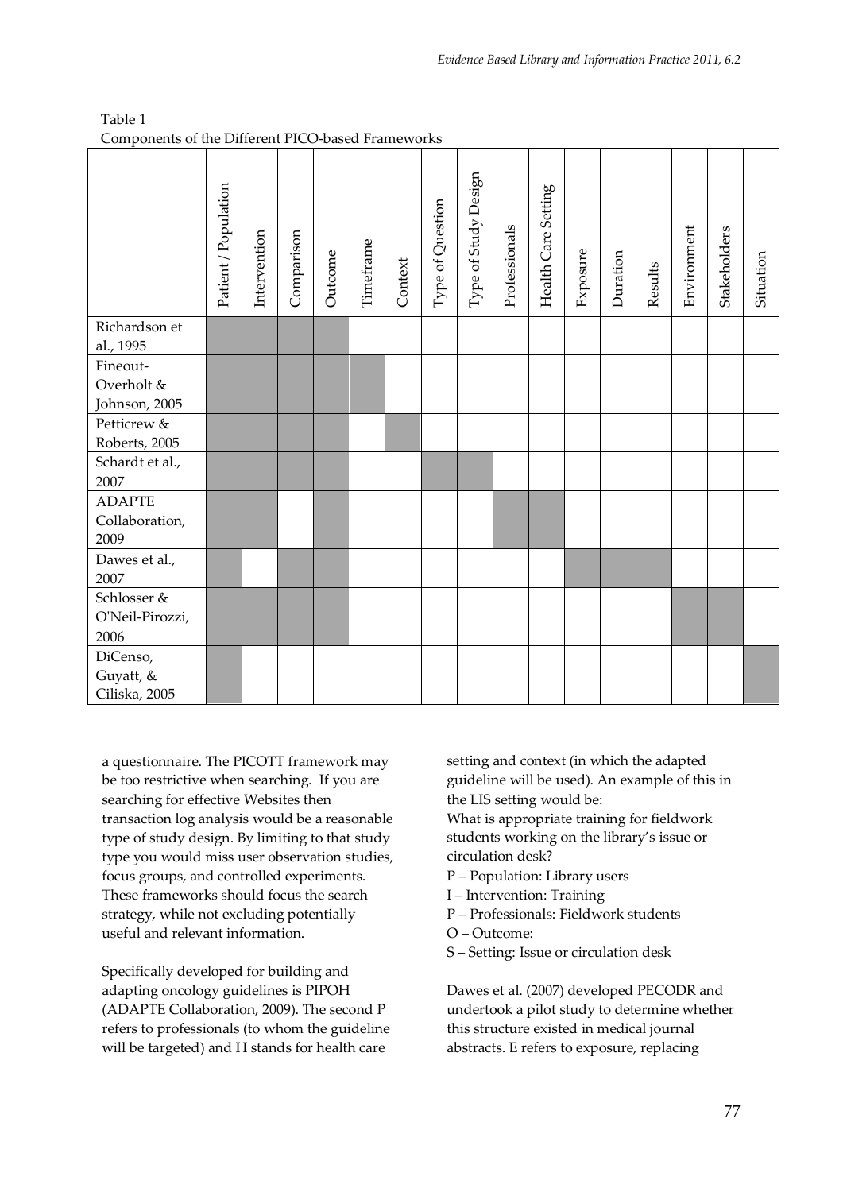Table 1
Components of the Different PICO-based Frameworks

| | Patient / Population | Intervention | Comparison | Outcome | Timeframe | Context | Type of Question | Type of Study Design | Professionals | Health Care Setting | Exposure | Duration | Results | Environment | Stakeholders | Situation |
|---|---|---|---|---|---|---|---|---|---|---|---|---|---|---|---|---|
| Richardson et al., 1995 | ■ | ■ | ■ | ■ | | | | | | | | | | | | |
| Fineout-Overholt & Johnson, 2005 | ■ | ■ | ■ | ■ | ■ | | | | | | | | | | | |
| Petticrew & Roberts, 2005 | ■ | ■ | ■ | ■ | | ■ | | | | | | | | | | |
| Schardt et al., 2007 | ■ | ■ | ■ | ■ | | | ■ | ■ | | | | | | | | |
| ADAPTE Collaboration, 2009 | ■ | ■ | | ■ | | | | | ■ | ■ | | | | | | |
| Dawes et al., 2007 | ■ | | ■ | ■ | | | | | | | ■ | ■ | ■ | | | |
| Schlosser & O'Neil-Pirozzi, 2006 | ■ | ■ | ■ | ■ | | | | | | | | | | ■ | ■ | |
| DiCenso, Guyatt, & Ciliska, 2005 | ■ | | | | | | | | | | | | | | | ■ |

a questionnaire. The PICOTT framework may be too restrictive when searching. If you are searching for effective Websites then transaction log analysis would be a reasonable type of study design. By limiting to that study type you would miss user observation studies, focus groups, and controlled experiments. These frameworks should focus the search strategy, while not excluding potentially useful and relevant information.

Specifically developed for building and adapting oncology guidelines is PIPOH (ADAPTE Collaboration, 2009). The second P refers to professionals (to whom the guideline will be targeted) and H stands for health care setting and context (in which the adapted guideline will be used). An example of this in the LIS setting would be:

What is appropriate training for fieldwork students working on the library's issue or circulation desk?

- P – Population: Library users
- I – Intervention: Training
- P – Professionals: Fieldwork students
- O – Outcome:
- S – Setting: Issue or circulation desk

Dawes et al. (2007) developed PECODR and undertook a pilot study to determine whether this structure existed in medical journal abstracts. E refers to exposure, replacing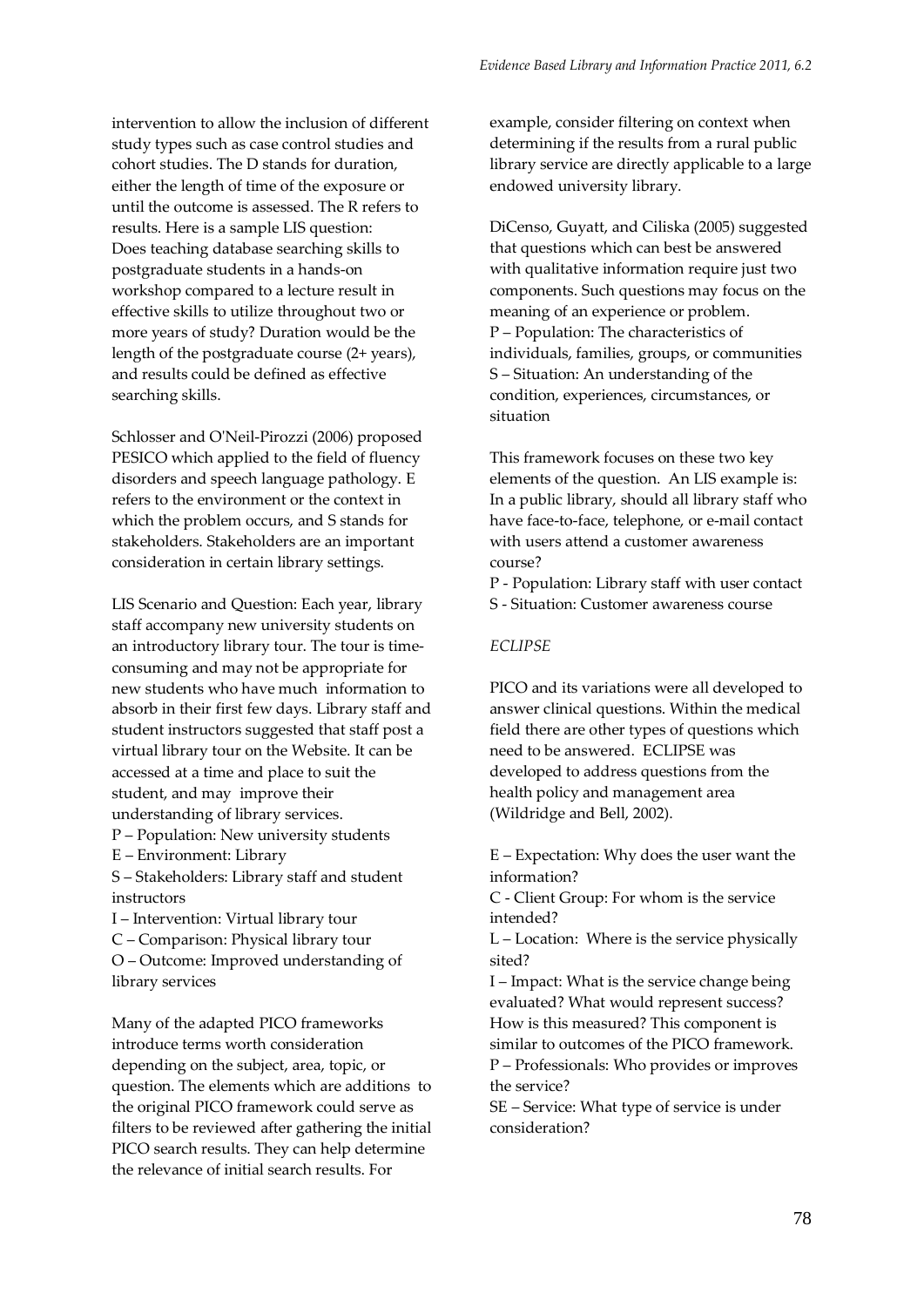intervention to allow the inclusion of different study types such as case control studies and cohort studies. The D stands for duration, either the length of time of the exposure or until the outcome is assessed. The R refers to results. Here is a sample LIS question: Does teaching database searching skills to postgraduate students in a hands-on workshop compared to a lecture result in effective skills to utilize throughout two or more years of study? Duration would be the length of the postgraduate course (2+ years), and results could be defined as effective searching skills.

Schlosser and O'Neil-Pirozzi (2006) proposed PESICO which applied to the field of fluency disorders and speech language pathology. E refers to the environment or the context in which the problem occurs, and S stands for stakeholders. Stakeholders are an important consideration in certain library settings.

LIS Scenario and Question: Each year, library staff accompany new university students on an introductory library tour. The tour is time-consuming and may not be appropriate for new students who have much information to absorb in their first few days. Library staff and student instructors suggested that staff post a virtual library tour on the Website. It can be accessed at a time and place to suit the student, and may improve their understanding of library services.

P – Population: New university students  
E – Environment: Library  
S – Stakeholders: Library staff and student instructors  
I – Intervention: Virtual library tour  
C – Comparison: Physical library tour  
O – Outcome: Improved understanding of library services

Many of the adapted PICO frameworks introduce terms worth consideration depending on the subject, area, topic, or question. The elements which are additions to the original PICO framework could serve as filters to be reviewed after gathering the initial PICO search results. They can help determine the relevance of initial search results. For example, consider filtering on context when determining if the results from a rural public library service are directly applicable to a large endowed university library.

DiCenso, Guyatt, and Ciliska (2005) suggested that questions which can best be answered with qualitative information require just two components. Such questions may focus on the meaning of an experience or problem.  
P – Population: The characteristics of individuals, families, groups, or communities  
S – Situation: An understanding of the condition, experiences, circumstances, or situation

This framework focuses on these two key elements of the question. An LIS example is: In a public library, should all library staff who have face-to-face, telephone, or e-mail contact with users attend a customer awareness course?

P - Population: Library staff with user contact  
S - Situation: Customer awareness course

*ECLIPSE*

PICO and its variations were all developed to answer clinical questions. Within the medical field there are other types of questions which need to be answered. ECLIPSE was developed to address questions from the health policy and management area (Wildridge and Bell, 2002).

E – Expectation: Why does the user want the information?  
C - Client Group: For whom is the service intended?  
L – Location: Where is the service physically sited?  
I – Impact: What is the service change being evaluated? What would represent success? How is this measured? This component is similar to outcomes of the PICO framework.  
P – Professionals: Who provides or improves the service?  
SE – Service: What type of service is under consideration?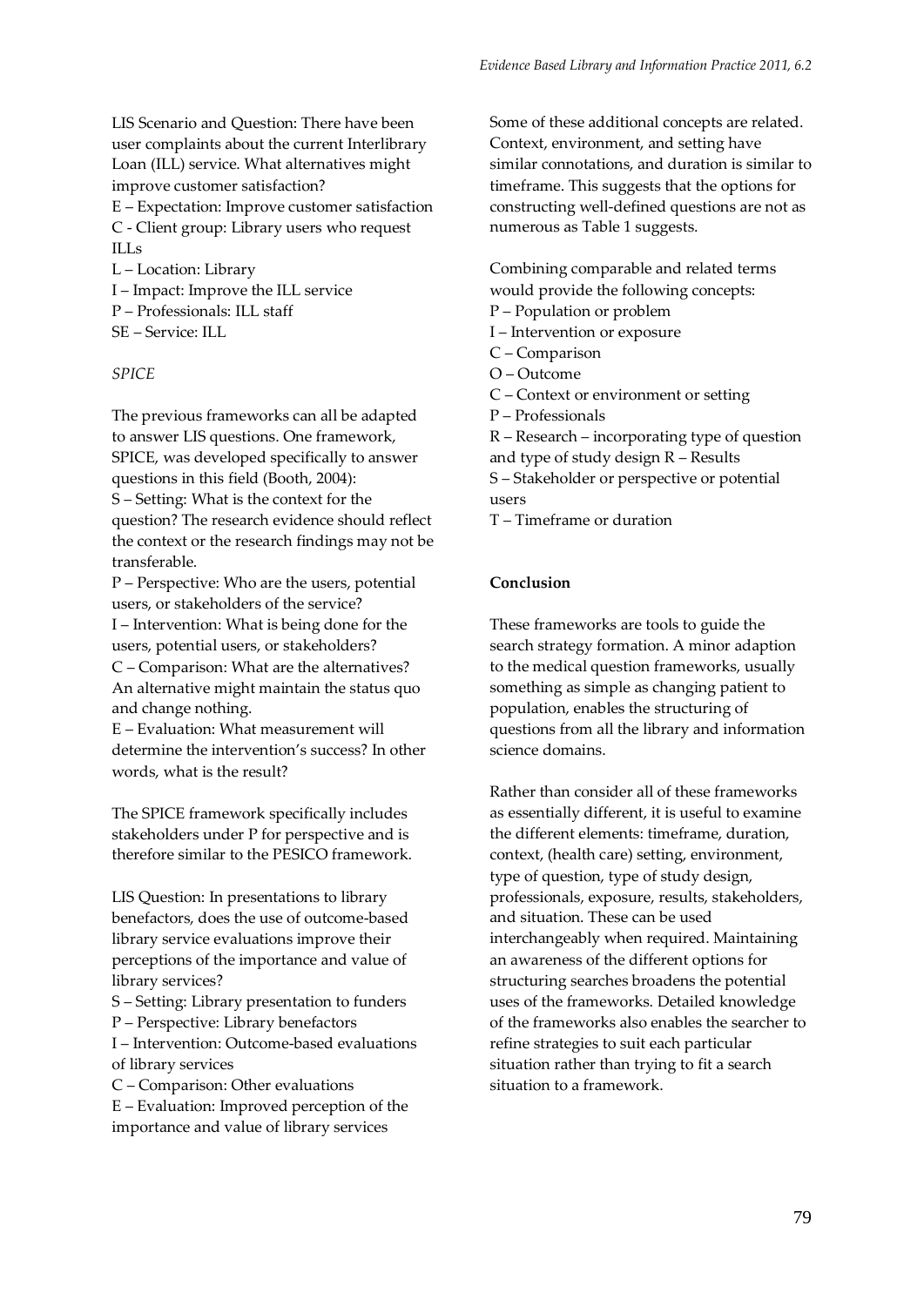LIS Scenario and Question: There have been user complaints about the current Interlibrary Loan (ILL) service. What alternatives might improve customer satisfaction?

E – Expectation: Improve customer satisfaction
C - Client group: Library users who request ILLs
L – Location: Library
I – Impact: Improve the ILL service
P – Professionals: ILL staff
SE – Service: ILL

*SPICE*

The previous frameworks can all be adapted to answer LIS questions. One framework, SPICE, was developed specifically to answer questions in this field (Booth, 2004):

S – Setting: What is the context for the question? The research evidence should reflect the context or the research findings may not be transferable.
P – Perspective: Who are the users, potential users, or stakeholders of the service?
I – Intervention: What is being done for the users, potential users, or stakeholders?
C – Comparison: What are the alternatives? An alternative might maintain the status quo and change nothing.
E – Evaluation: What measurement will determine the intervention's success? In other words, what is the result?

The SPICE framework specifically includes stakeholders under P for perspective and is therefore similar to the PESICO framework.

LIS Question: In presentations to library benefactors, does the use of outcome-based library service evaluations improve their perceptions of the importance and value of library services?

S – Setting: Library presentation to funders
P – Perspective: Library benefactors
I – Intervention: Outcome-based evaluations of library services
C – Comparison: Other evaluations
E – Evaluation: Improved perception of the importance and value of library services

Some of these additional concepts are related. Context, environment, and setting have similar connotations, and duration is similar to timeframe. This suggests that the options for constructing well-defined questions are not as numerous as Table 1 suggests.

Combining comparable and related terms would provide the following concepts:

P – Population or problem
I – Intervention or exposure
C – Comparison
O – Outcome
C – Context or environment or setting
P – Professionals
R – Research – incorporating type of question and type of study design R – Results
S – Stakeholder or perspective or potential users
T – Timeframe or duration

**Conclusion**

These frameworks are tools to guide the search strategy formation. A minor adaption to the medical question frameworks, usually something as simple as changing patient to population, enables the structuring of questions from all the library and information science domains.

Rather than consider all of these frameworks as essentially different, it is useful to examine the different elements: timeframe, duration, context, (health care) setting, environment, type of question, type of study design, professionals, exposure, results, stakeholders, and situation. These can be used interchangeably when required. Maintaining an awareness of the different options for structuring searches broadens the potential uses of the frameworks. Detailed knowledge of the frameworks also enables the searcher to refine strategies to suit each particular situation rather than trying to fit a search situation to a framework.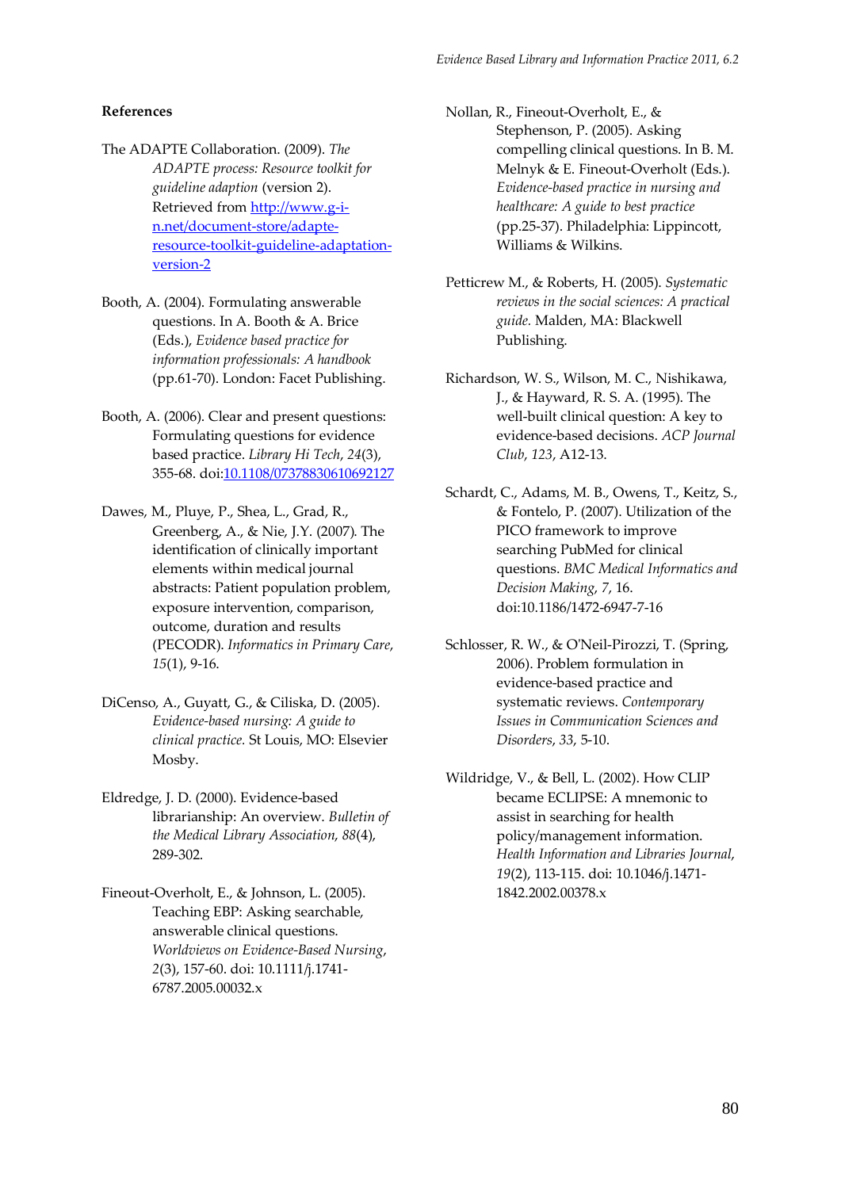**References**

The ADAPTE Collaboration. (2009). *The ADAPTE process: Resource toolkit for guideline adaption* (version 2). Retrieved from [http://www.g-i-n.net/document-store/adapte-resource-toolkit-guideline-adaptation-version-2](http://www.g-i-n.net/document-store/adapte-resource-toolkit-guideline-adaptation-version-2)

Booth, A. (2004). Formulating answerable questions. In A. Booth & A. Brice (Eds.), *Evidence based practice for information professionals: A handbook* (pp.61-70). London: Facet Publishing.

Booth, A. (2006). Clear and present questions: Formulating questions for evidence based practice. *Library Hi Tech*, *24*(3), 355-68. doi:[10.1108/07378830610692127](10.1108/07378830610692127)

Dawes, M., Pluye, P., Shea, L., Grad, R., Greenberg, A., & Nie, J.Y. (2007). The identification of clinically important elements within medical journal abstracts: Patient population problem, exposure intervention, comparison, outcome, duration and results (PECODR). *Informatics in Primary Care*, *15*(1), 9-16.

DiCenso, A., Guyatt, G., & Ciliska, D. (2005). *Evidence-based nursing: A guide to clinical practice.* St Louis, MO: Elsevier Mosby.

Eldredge, J. D. (2000). Evidence-based librarianship: An overview. *Bulletin of the Medical Library Association*, *88*(4), 289-302.

Fineout-Overholt, E., & Johnson, L. (2005). Teaching EBP: Asking searchable, answerable clinical questions. *Worldviews on Evidence-Based Nursing*, *2*(3), 157-60. doi: 10.1111/j.1741-6787.2005.00032.x

Nollan, R., Fineout-Overholt, E., & Stephenson, P. (2005). Asking compelling clinical questions. In B. M. Melnyk & E. Fineout-Overholt (Eds.). *Evidence-based practice in nursing and healthcare: A guide to best practice* (pp.25-37). Philadelphia: Lippincott, Williams & Wilkins.

Petticrew M., & Roberts, H. (2005). *Systematic reviews in the social sciences: A practical guide.* Malden, MA: Blackwell Publishing.

Richardson, W. S., Wilson, M. C., Nishikawa, J., & Hayward, R. S. A. (1995). The well-built clinical question: A key to evidence-based decisions. *ACP Journal Club*, *123*, A12-13.

Schardt, C., Adams, M. B., Owens, T., Keitz, S., & Fontelo, P. (2007). Utilization of the PICO framework to improve searching PubMed for clinical questions. *BMC Medical Informatics and Decision Making*, *7*, 16. doi:10.1186/1472-6947-7-16

Schlosser, R. W., & O'Neil-Pirozzi, T. (Spring, 2006). Problem formulation in evidence-based practice and systematic reviews. *Contemporary Issues in Communication Sciences and Disorders*, *33*, 5-10.

Wildridge, V., & Bell, L. (2002). How CLIP became ECLIPSE: A mnemonic to assist in searching for health policy/management information. *Health Information and Libraries Journal*, *19*(2), 113-115. doi: 10.1046/j.1471-1842.2002.00378.x